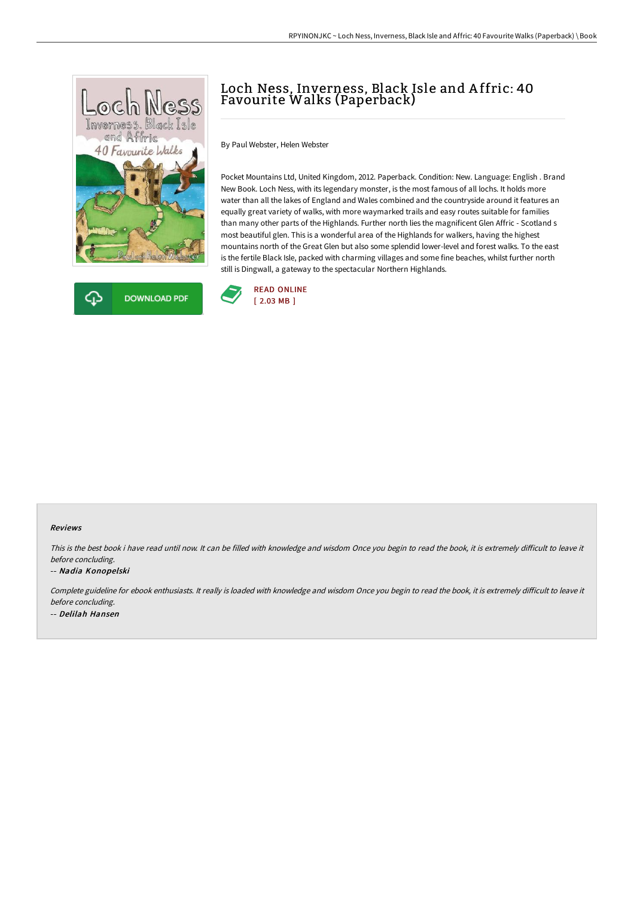# Loch Ness, Inverness, Black Isle and Affric: 40 Favourite Walks (Paperback)

By Paul Webster, Helen Webster

Pocket Mountains Ltd, United Kingdom, 2012. Paperback. Condition: New. Language: English . Brand New Book. Loch Ness, with its legendary monster, is the most famous of all lochs. It holds more water than all the lakes of England and Wales combined and the countryside around it features an equally great variety of walks, with more waymarked trails and easy routes suitable for families than many other parts of the Highlands. Further north lies the magnificent Glen Affric - Scotland s most beautiful glen. This is a wonderful area of the Highlands for walkers, having the highest mountains north of the Great Glen but also some splendid lower-level and forest walks. To the east is the fertile Black Isle, packed with charming villages and some fine beaches, whilst further north still is Dingwall, a gateway to the spectacular Northern Highlands.

DOWNLOAD PDF

READ ONLINE
[ 2.03 MB ]

### Reviews

*This is the best book i have read until now. It can be filled with knowledge and wisdom Once you begin to read the book, it is extremely difficult to leave it before concluding.*

-- ***Nadia Konopelski***

*Complete guideline for ebook enthusiasts. It really is loaded with knowledge and wisdom Once you begin to read the book, it is extremely difficult to leave it before concluding.*

-- ***Delilah Hansen***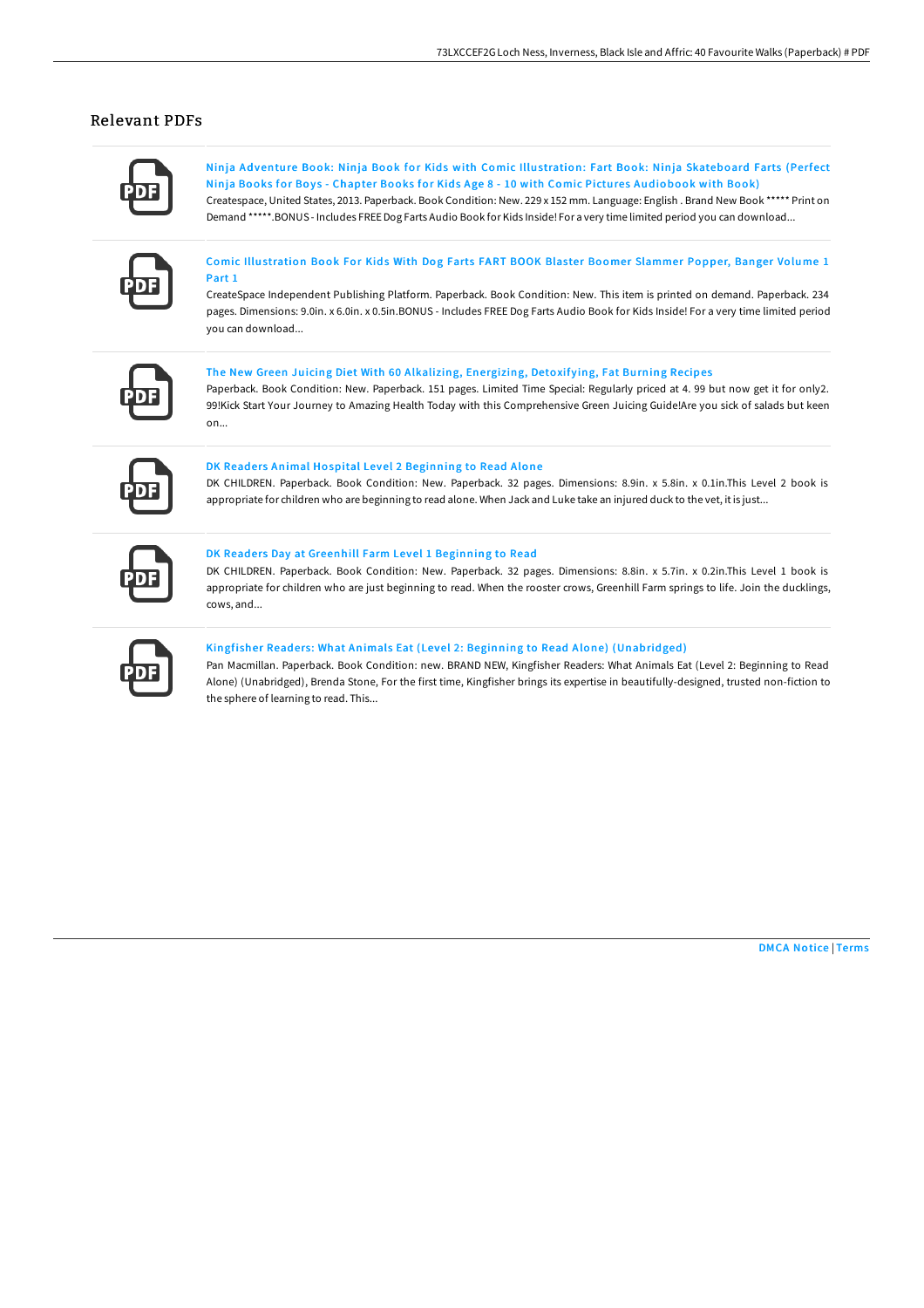## Relevant PDFs

**Ninja Adventure Book: Ninja Book for Kids with Comic Illustration: Fart Book: Ninja Skateboard Farts (Perfect Ninja Books for Boys - Chapter Books for Kids Age 8 - 10 with Comic Pictures Audiobook with Book)**

Createspace, United States, 2013. Paperback. Book Condition: New. 229 x 152 mm. Language: English . Brand New Book ***** Print on Demand *****.BONUS - Includes FREE Dog Farts Audio Book for Kids Inside! For a very time limited period you can download...

**Comic Illustration Book For Kids With Dog Farts FART BOOK Blaster Boomer Slammer Popper, Banger Volume 1 Part 1**

CreateSpace Independent Publishing Platform. Paperback. Book Condition: New. This item is printed on demand. Paperback. 234 pages. Dimensions: 9.0in. x 6.0in. x 0.5in.BONUS - Includes FREE Dog Farts Audio Book for Kids Inside! For a very time limited period you can download...

**The New Green Juicing Diet With 60 Alkalizing, Energizing, Detoxifying, Fat Burning Recipes**

Paperback. Book Condition: New. Paperback. 151 pages. Limited Time Special: Regularly priced at 4. 99 but now get it for only2. 99!Kick Start Your Journey to Amazing Health Today with this Comprehensive Green Juicing Guide!Are you sick of salads but keen on...

**DK Readers Animal Hospital Level 2 Beginning to Read Alone**

DK CHILDREN. Paperback. Book Condition: New. Paperback. 32 pages. Dimensions: 8.9in. x 5.8in. x 0.1in.This Level 2 book is appropriate for children who are beginning to read alone. When Jack and Luke take an injured duck to the vet, it is just...

**DK Readers Day at Greenhill Farm Level 1 Beginning to Read**

DK CHILDREN. Paperback. Book Condition: New. Paperback. 32 pages. Dimensions: 8.8in. x 5.7in. x 0.2in.This Level 1 book is appropriate for children who are just beginning to read. When the rooster crows, Greenhill Farm springs to life. Join the ducklings, cows, and...

**Kingfisher Readers: What Animals Eat (Level 2: Beginning to Read Alone) (Unabridged)**

Pan Macmillan. Paperback. Book Condition: new. BRAND NEW, Kingfisher Readers: What Animals Eat (Level 2: Beginning to Read Alone) (Unabridged), Brenda Stone, For the first time, Kingfisher brings its expertise in beautifully-designed, trusted non-fiction to the sphere of learning to read. This...